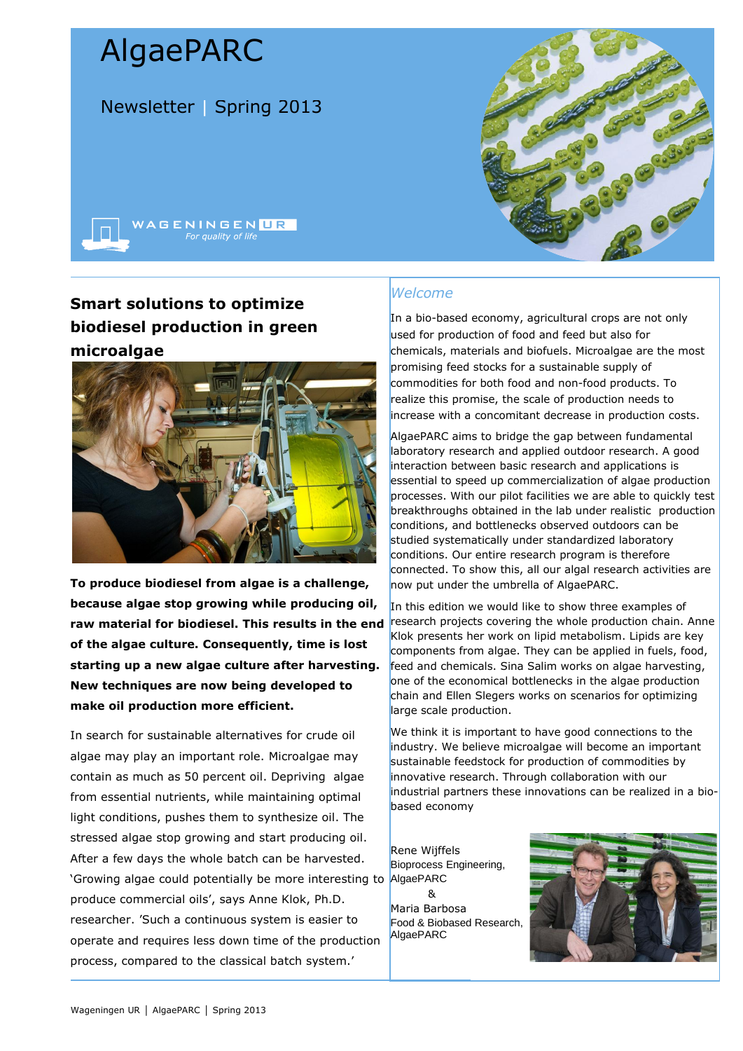# AlgaePARC

Newsletter | Spring 2013

WAGENINGEN UR
*For quality of life*

## Smart solutions to optimize biodiesel production in green microalgae

**To produce biodiesel from algae is a challenge, because algae stop growing while producing oil, raw material for biodiesel. This results in the end of the algae culture. Consequently, time is lost starting up a new algae culture after harvesting. New techniques are now being developed to make oil production more efficient.**

In search for sustainable alternatives for crude oil algae may play an important role. Microalgae may contain as much as 50 percent oil. Depriving algae from essential nutrients, while maintaining optimal light conditions, pushes them to synthesize oil. The stressed algae stop growing and start producing oil. After a few days the whole batch can be harvested. 'Growing algae could potentially be more interesting to produce commercial oils', says Anne Klok, Ph.D. researcher. 'Such a continuous system is easier to operate and requires less down time of the production process, compared to the classical batch system.'

## *Welcome*

In a bio-based economy, agricultural crops are not only used for production of food and feed but also for chemicals, materials and biofuels. Microalgae are the most promising feed stocks for a sustainable supply of commodities for both food and non-food products. To realize this promise, the scale of production needs to increase with a concomitant decrease in production costs.

AlgaePARC aims to bridge the gap between fundamental laboratory research and applied outdoor research. A good interaction between basic research and applications is essential to speed up commercialization of algae production processes. With our pilot facilities we are able to quickly test breakthroughs obtained in the lab under realistic production conditions, and bottlenecks observed outdoors can be studied systematically under standardized laboratory conditions. Our entire research program is therefore connected. To show this, all our algal research activities are now put under the umbrella of AlgaePARC.

In this edition we would like to show three examples of research projects covering the whole production chain. Anne Klok presents her work on lipid metabolism. Lipids are key components from algae. They can be applied in fuels, food, feed and chemicals. Sina Salim works on algae harvesting, one of the economical bottlenecks in the algae production chain and Ellen Slegers works on scenarios for optimizing large scale production.

We think it is important to have good connections to the industry. We believe microalgae will become an important sustainable feedstock for production of commodities by innovative research. Through collaboration with our industrial partners these innovations can be realized in a bio-based economy

Rene Wijffels
Bioprocess Engineering, AlgaePARC
&
Maria Barbosa
Food & Biobased Research, AlgaePARC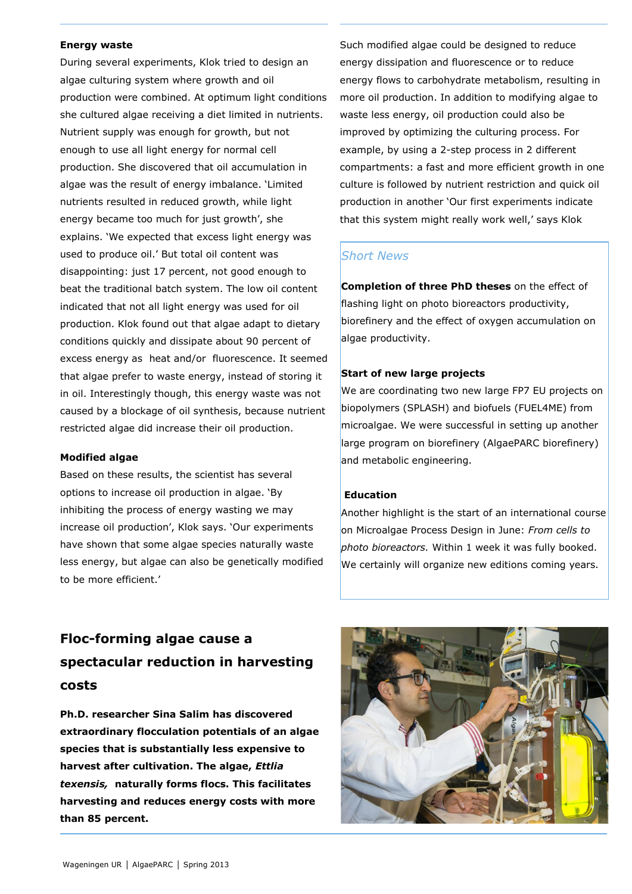### Energy waste

During several experiments, Klok tried to design an algae culturing system where growth and oil production were combined. At optimum light conditions she cultured algae receiving a diet limited in nutrients. Nutrient supply was enough for growth, but not enough to use all light energy for normal cell production. She discovered that oil accumulation in algae was the result of energy imbalance. 'Limited nutrients resulted in reduced growth, while light energy became too much for just growth', she explains. 'We expected that excess light energy was used to produce oil.' But total oil content was disappointing: just 17 percent, not good enough to beat the traditional batch system. The low oil content indicated that not all light energy was used for oil production. Klok found out that algae adapt to dietary conditions quickly and dissipate about 90 percent of excess energy as heat and/or fluorescence. It seemed that algae prefer to waste energy, instead of storing it in oil. Interestingly though, this energy waste was not caused by a blockage of oil synthesis, because nutrient restricted algae did increase their oil production.

### Modified algae

Based on these results, the scientist has several options to increase oil production in algae. 'By inhibiting the process of energy wasting we may increase oil production', Klok says. 'Our experiments have shown that some algae species naturally waste less energy, but algae can also be genetically modified to be more efficient.'

Such modified algae could be designed to reduce energy dissipation and fluorescence or to reduce energy flows to carbohydrate metabolism, resulting in more oil production. In addition to modifying algae to waste less energy, oil production could also be improved by optimizing the culturing process. For example, by using a 2-step process in 2 different compartments: a fast and more efficient growth in one culture is followed by nutrient restriction and quick oil production in another 'Our first experiments indicate that this system might really work well,' says Klok

## *Short News*

**Completion of three PhD theses** on the effect of flashing light on photo bioreactors productivity, biorefinery and the effect of oxygen accumulation on algae productivity.

**Start of new large projects**

We are coordinating two new large FP7 EU projects on biopolymers (SPLASH) and biofuels (FUEL4ME) from microalgae. We were successful in setting up another large program on biorefinery (AlgaePARC biorefinery) and metabolic engineering.

**Education**

Another highlight is the start of an international course on Microalgae Process Design in June: *From cells to photo bioreactors.* Within 1 week it was fully booked. We certainly will organize new editions coming years.

## Floc-forming algae cause a spectacular reduction in harvesting costs

**Ph.D. researcher Sina Salim has discovered extraordinary flocculation potentials of an algae species that is substantially less expensive to harvest after cultivation. The algae, *Ettlia texensis,* naturally forms flocs. This facilitates harvesting and reduces energy costs with more than 85 percent.**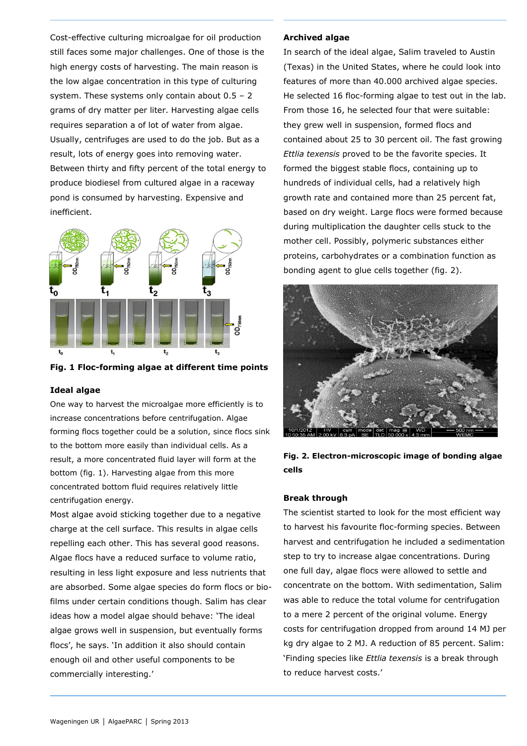Cost-effective culturing microalgae for oil production still faces some major challenges. One of those is the high energy costs of harvesting. The main reason is the low algae concentration in this type of culturing system. These systems only contain about 0.5 – 2 grams of dry matter per liter. Harvesting algae cells requires separation a of lot of water from algae. Usually, centrifuges are used to do the job. But as a result, lots of energy goes into removing water. Between thirty and fifty percent of the total energy to produce biodiesel from cultured algae in a raceway pond is consumed by harvesting. Expensive and inefficient.

**Fig. 1 Floc-forming algae at different time points**

### Ideal algae

One way to harvest the microalgae more efficiently is to increase concentrations before centrifugation. Algae forming flocs together could be a solution, since flocs sink to the bottom more easily than individual cells. As a result, a more concentrated fluid layer will form at the bottom (fig. 1). Harvesting algae from this more concentrated bottom fluid requires relatively little centrifugation energy.

Most algae avoid sticking together due to a negative charge at the cell surface. This results in algae cells repelling each other. This has several good reasons. Algae flocs have a reduced surface to volume ratio, resulting in less light exposure and less nutrients that are absorbed. Some algae species do form flocs or bio-films under certain conditions though. Salim has clear ideas how a model algae should behave: 'The ideal algae grows well in suspension, but eventually forms flocs', he says. 'In addition it also should contain enough oil and other useful components to be commercially interesting.'

### Archived algae

In search of the ideal algae, Salim traveled to Austin (Texas) in the United States, where he could look into features of more than 40.000 archived algae species. He selected 16 floc-forming algae to test out in the lab. From those 16, he selected four that were suitable: they grew well in suspension, formed flocs and contained about 25 to 30 percent oil. The fast growing *Ettlia texensis* proved to be the favorite species. It formed the biggest stable flocs, containing up to hundreds of individual cells, had a relatively high growth rate and contained more than 25 percent fat, based on dry weight. Large flocs were formed because during multiplication the daughter cells stuck to the mother cell. Possibly, polymeric substances either proteins, carbohydrates or a combination function as bonding agent to glue cells together (fig. 2).

**Fig. 2. Electron-microscopic image of bonding algae cells**

### Break through

The scientist started to look for the most efficient way to harvest his favourite floc-forming species. Between harvest and centrifugation he included a sedimentation step to try to increase algae concentrations. During one full day, algae flocs were allowed to settle and concentrate on the bottom. With sedimentation, Salim was able to reduce the total volume for centrifugation to a mere 2 percent of the original volume. Energy costs for centrifugation dropped from around 14 MJ per kg dry algae to 2 MJ. A reduction of 85 percent. Salim: 'Finding species like *Ettlia texensis* is a break through to reduce harvest costs.'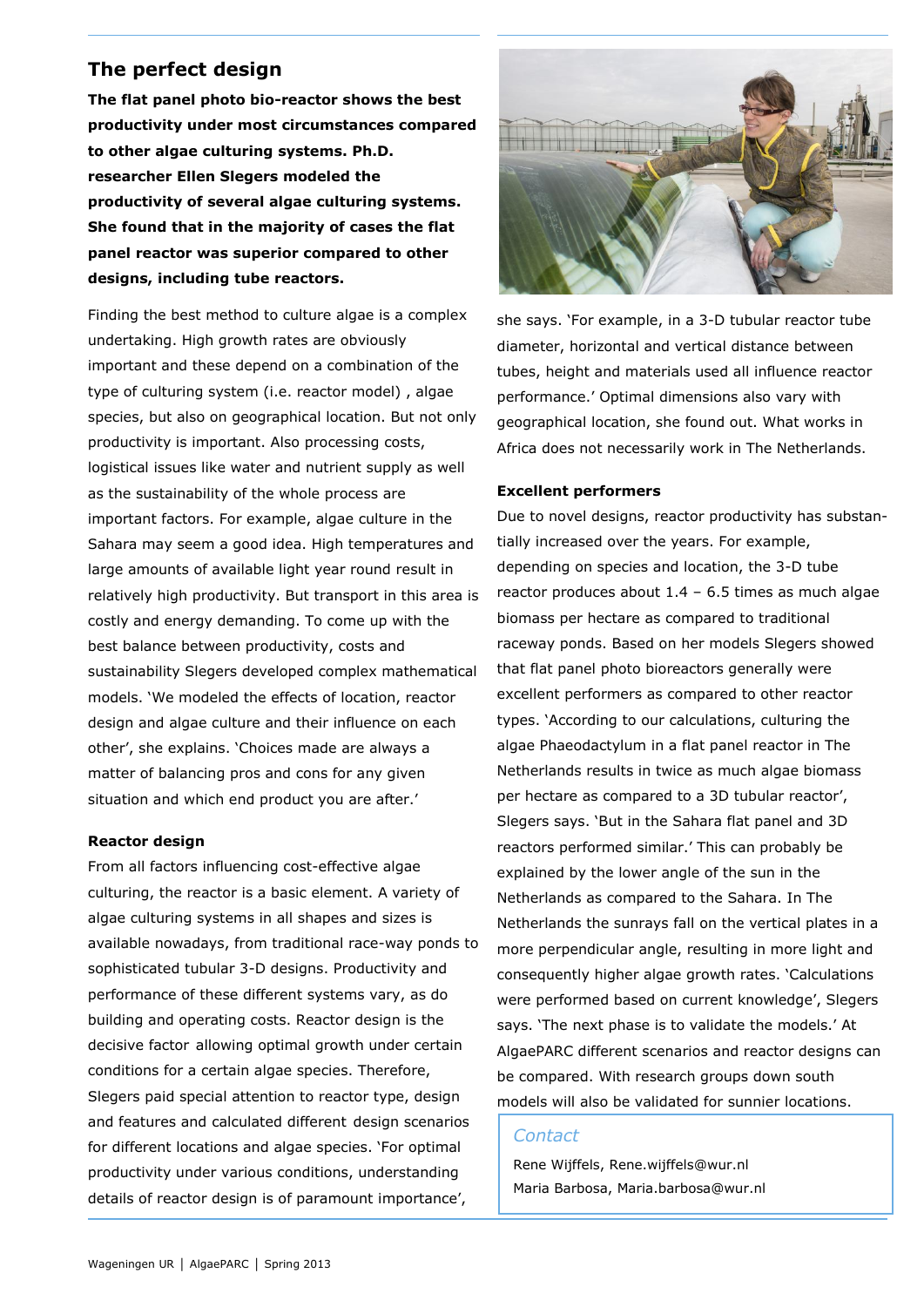## The perfect design

**The flat panel photo bio-reactor shows the best productivity under most circumstances compared to other algae culturing systems. Ph.D. researcher Ellen Slegers modeled the productivity of several algae culturing systems. She found that in the majority of cases the flat panel reactor was superior compared to other designs, including tube reactors.**

Finding the best method to culture algae is a complex undertaking. High growth rates are obviously important and these depend on a combination of the type of culturing system (i.e. reactor model) , algae species, but also on geographical location. But not only productivity is important. Also processing costs, logistical issues like water and nutrient supply as well as the sustainability of the whole process are important factors. For example, algae culture in the Sahara may seem a good idea. High temperatures and large amounts of available light year round result in relatively high productivity. But transport in this area is costly and energy demanding. To come up with the best balance between productivity, costs and sustainability Slegers developed complex mathematical models. 'We modeled the effects of location, reactor design and algae culture and their influence on each other', she explains. 'Choices made are always a matter of balancing pros and cons for any given situation and which end product you are after.'

**Reactor design**

From all factors influencing cost-effective algae culturing, the reactor is a basic element. A variety of algae culturing systems in all shapes and sizes is available nowadays, from traditional race-way ponds to sophisticated tubular 3-D designs. Productivity and performance of these different systems vary, as do building and operating costs. Reactor design is the decisive factor allowing optimal growth under certain conditions for a certain algae species. Therefore, Slegers paid special attention to reactor type, design and features and calculated different design scenarios for different locations and algae species. 'For optimal productivity under various conditions, understanding details of reactor design is of paramount importance', she says. 'For example, in a 3-D tubular reactor tube diameter, horizontal and vertical distance between tubes, height and materials used all influence reactor performance.' Optimal dimensions also vary with geographical location, she found out. What works in Africa does not necessarily work in The Netherlands.

**Excellent performers**

Due to novel designs, reactor productivity has substantially increased over the years. For example, depending on species and location, the 3-D tube reactor produces about 1.4 – 6.5 times as much algae biomass per hectare as compared to traditional raceway ponds. Based on her models Slegers showed that flat panel photo bioreactors generally were excellent performers as compared to other reactor types. 'According to our calculations, culturing the algae Phaeodactylum in a flat panel reactor in The Netherlands results in twice as much algae biomass per hectare as compared to a 3D tubular reactor', Slegers says. 'But in the Sahara flat panel and 3D reactors performed similar.' This can probably be explained by the lower angle of the sun in the Netherlands as compared to the Sahara. In The Netherlands the sunrays fall on the vertical plates in a more perpendicular angle, resulting in more light and consequently higher algae growth rates. 'Calculations were performed based on current knowledge', Slegers says. 'The next phase is to validate the models.' At AlgaePARC different scenarios and reactor designs can be compared. With research groups down south models will also be validated for sunnier locations.

*Contact*

Rene Wijffels, Rene.wijffels@wur.nl
Maria Barbosa, Maria.barbosa@wur.nl